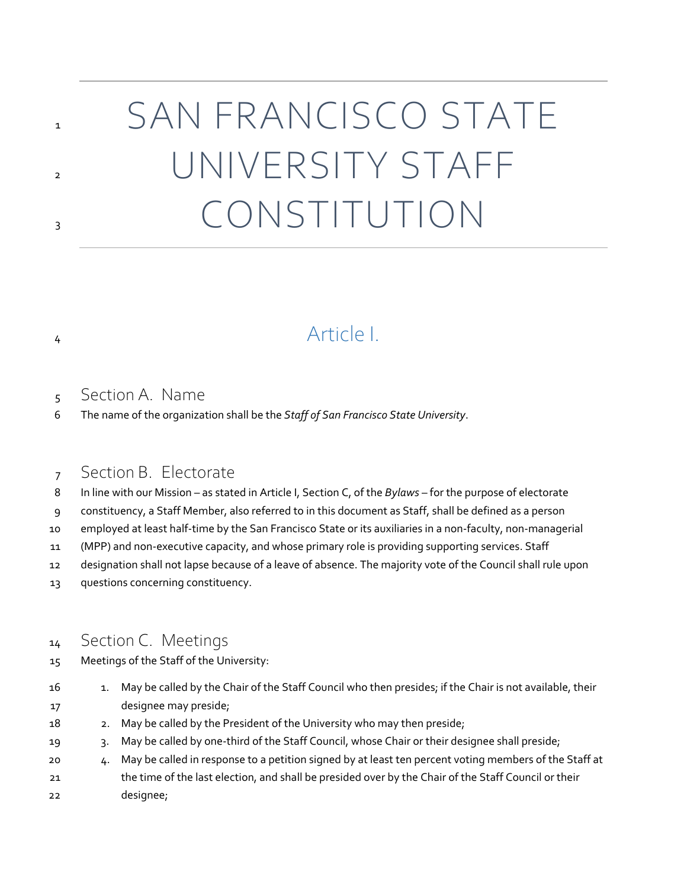# SAN FRANCISCO STATE UNIVERSITY STAFF CONSTITUTION

## Article I.

### Section A. Name

The name of the organization shall be the *Staff of San Francisco State University*.

### Section B. Electorate

In line with our Mission – as stated in Article I, Section C, of the *Bylaws* – for the purpose of electorate constituency, a Staff Member, also referred to in this document as Staff, shall be defined as a person employed at least half-time by the San Francisco State or its auxiliaries in a non-faculty, non-managerial (MPP) and non-executive capacity, and whose primary role is providing supporting services. Staff designation shall not lapse because of a leave of absence. The majority vote of the Council shall rule upon questions concerning constituency.

### Section C. Meetings

Meetings of the Staff of the University:

1. May be called by the Chair of the Staff Council who then presides; if the Chair is not available, their designee may preside;
2. May be called by the President of the University who may then preside;
3. May be called by one-third of the Staff Council, whose Chair or their designee shall preside;
4. May be called in response to a petition signed by at least ten percent voting members of the Staff at the time of the last election, and shall be presided over by the Chair of the Staff Council or their designee;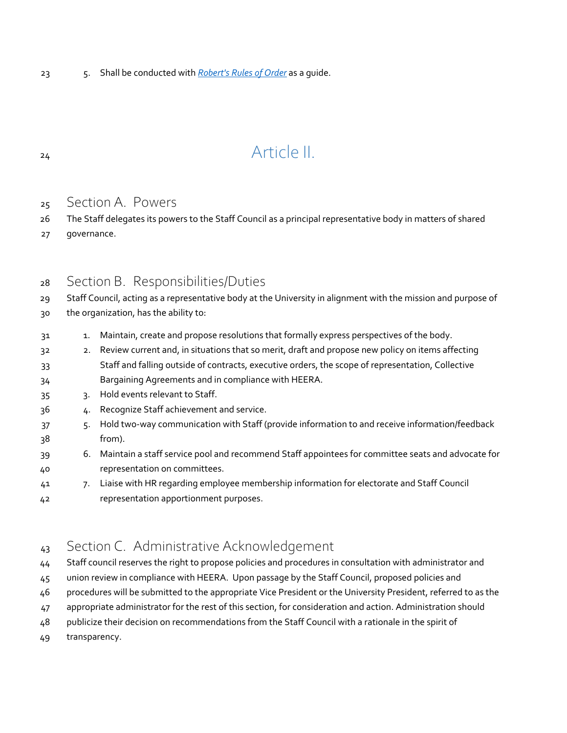5. Shall be conducted with [*Robert's Rules of Order*]() as a guide.

# Article II.

## Section A. Powers

The Staff delegates its powers to the Staff Council as a principal representative body in matters of shared governance.

## Section B. Responsibilities/Duties

Staff Council, acting as a representative body at the University in alignment with the mission and purpose of the organization, has the ability to:

1. Maintain, create and propose resolutions that formally express perspectives of the body.
2. Review current and, in situations that so merit, draft and propose new policy on items affecting Staff and falling outside of contracts, executive orders, the scope of representation, Collective Bargaining Agreements and in compliance with HEERA.
3. Hold events relevant to Staff.
4. Recognize Staff achievement and service.
5. Hold two-way communication with Staff (provide information to and receive information/feedback from).
6. Maintain a staff service pool and recommend Staff appointees for committee seats and advocate for representation on committees.
7. Liaise with HR regarding employee membership information for electorate and Staff Council representation apportionment purposes.

## Section C. Administrative Acknowledgement

Staff council reserves the right to propose policies and procedures in consultation with administrator and union review in compliance with HEERA. Upon passage by the Staff Council, proposed policies and procedures will be submitted to the appropriate Vice President or the University President, referred to as the appropriate administrator for the rest of this section, for consideration and action. Administration should publicize their decision on recommendations from the Staff Council with a rationale in the spirit of transparency.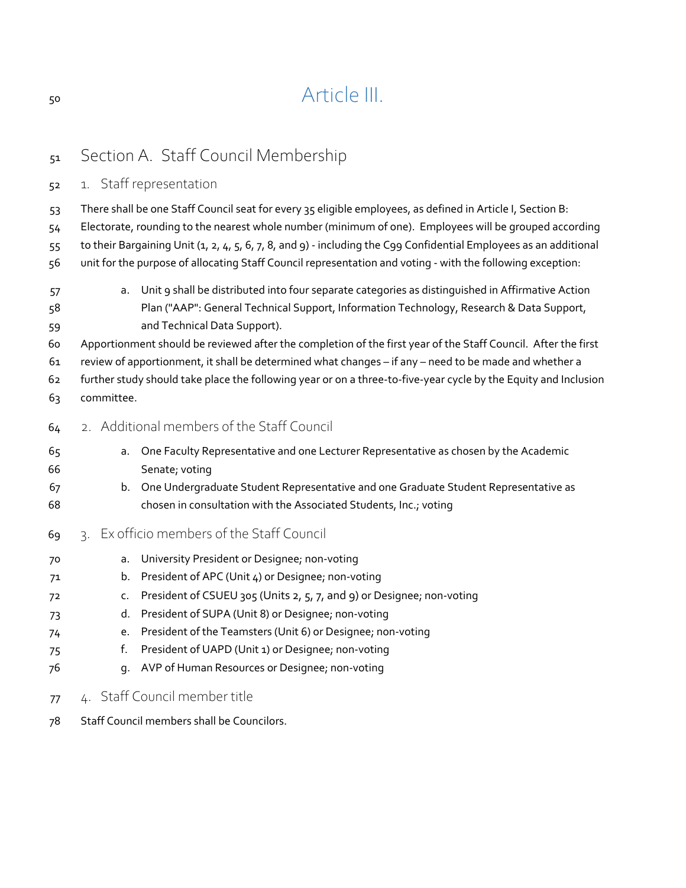# Article III.

## Section A. Staff Council Membership

### 1. Staff representation

There shall be one Staff Council seat for every 35 eligible employees, as defined in Article I, Section B: Electorate, rounding to the nearest whole number (minimum of one). Employees will be grouped according to their Bargaining Unit (1, 2, 4, 5, 6, 7, 8, and 9) - including the C99 Confidential Employees as an additional unit for the purpose of allocating Staff Council representation and voting - with the following exception:

a. Unit 9 shall be distributed into four separate categories as distinguished in Affirmative Action Plan ("AAP": General Technical Support, Information Technology, Research & Data Support, and Technical Data Support).

Apportionment should be reviewed after the completion of the first year of the Staff Council. After the first review of apportionment, it shall be determined what changes – if any – need to be made and whether a further study should take place the following year or on a three-to-five-year cycle by the Equity and Inclusion committee.

### 2. Additional members of the Staff Council

a. One Faculty Representative and one Lecturer Representative as chosen by the Academic Senate; voting
b. One Undergraduate Student Representative and one Graduate Student Representative as chosen in consultation with the Associated Students, Inc.; voting

### 3. Ex officio members of the Staff Council

a. University President or Designee; non-voting
b. President of APC (Unit 4) or Designee; non-voting
c. President of CSUEU 305 (Units 2, 5, 7, and 9) or Designee; non-voting
d. President of SUPA (Unit 8) or Designee; non-voting
e. President of the Teamsters (Unit 6) or Designee; non-voting
f. President of UAPD (Unit 1) or Designee; non-voting
g. AVP of Human Resources or Designee; non-voting

### 4. Staff Council member title

Staff Council members shall be Councilors.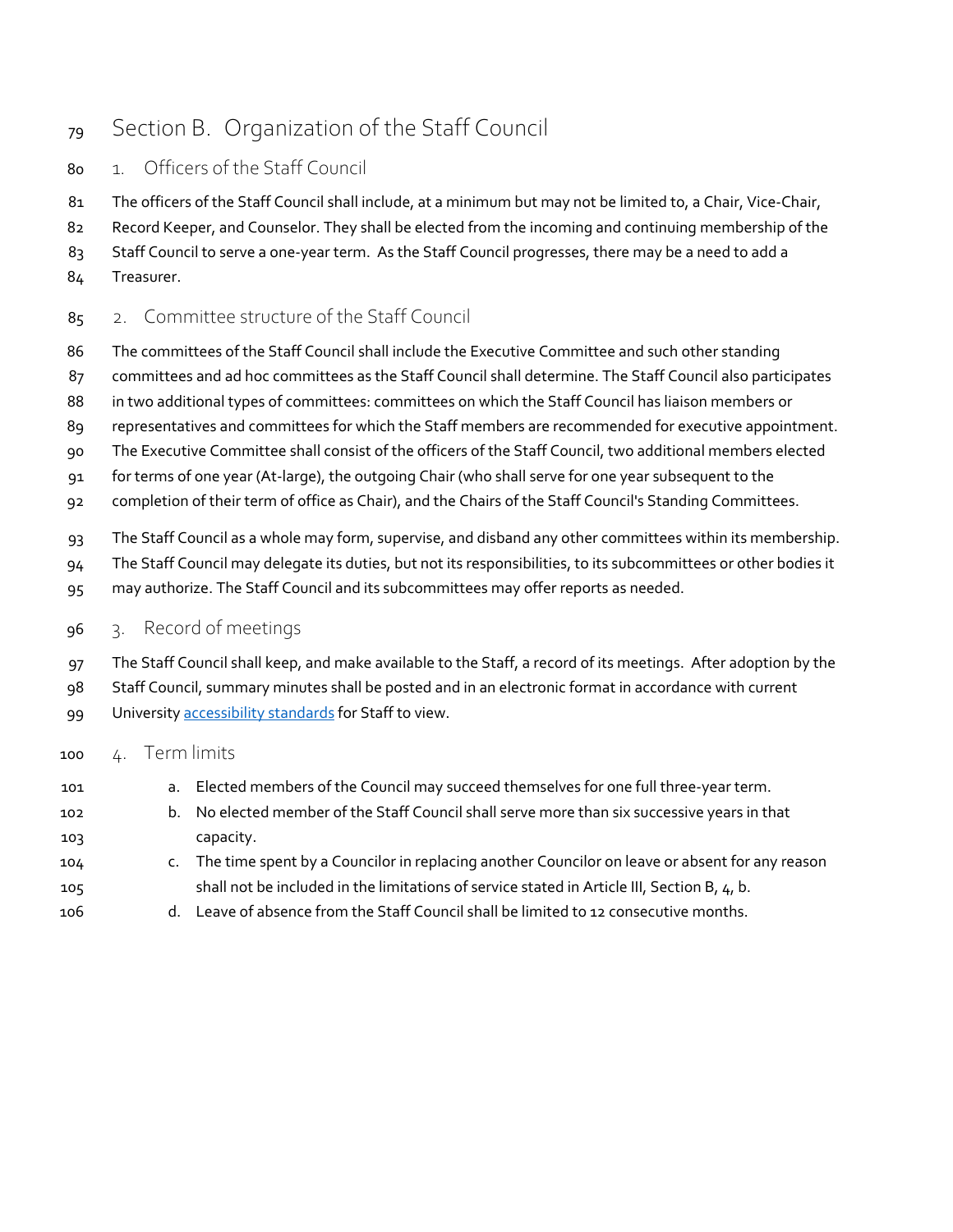## Section B. Organization of the Staff Council

### 1. Officers of the Staff Council

The officers of the Staff Council shall include, at a minimum but may not be limited to, a Chair, Vice-Chair, Record Keeper, and Counselor. They shall be elected from the incoming and continuing membership of the Staff Council to serve a one-year term. As the Staff Council progresses, there may be a need to add a Treasurer.

### 2. Committee structure of the Staff Council

The committees of the Staff Council shall include the Executive Committee and such other standing committees and ad hoc committees as the Staff Council shall determine. The Staff Council also participates in two additional types of committees: committees on which the Staff Council has liaison members or representatives and committees for which the Staff members are recommended for executive appointment. The Executive Committee shall consist of the officers of the Staff Council, two additional members elected for terms of one year (At-large), the outgoing Chair (who shall serve for one year subsequent to the completion of their term of office as Chair), and the Chairs of the Staff Council's Standing Committees.

The Staff Council as a whole may form, supervise, and disband any other committees within its membership. The Staff Council may delegate its duties, but not its responsibilities, to its subcommittees or other bodies it may authorize. The Staff Council and its subcommittees may offer reports as needed.

### 3. Record of meetings

The Staff Council shall keep, and make available to the Staff, a record of its meetings. After adoption by the Staff Council, summary minutes shall be posted and in an electronic format in accordance with current University accessibility standards for Staff to view.

### 4. Term limits

a. Elected members of the Council may succeed themselves for one full three-year term.
b. No elected member of the Staff Council shall serve more than six successive years in that capacity.
c. The time spent by a Councilor in replacing another Councilor on leave or absent for any reason shall not be included in the limitations of service stated in Article III, Section B, 4, b.
d. Leave of absence from the Staff Council shall be limited to 12 consecutive months.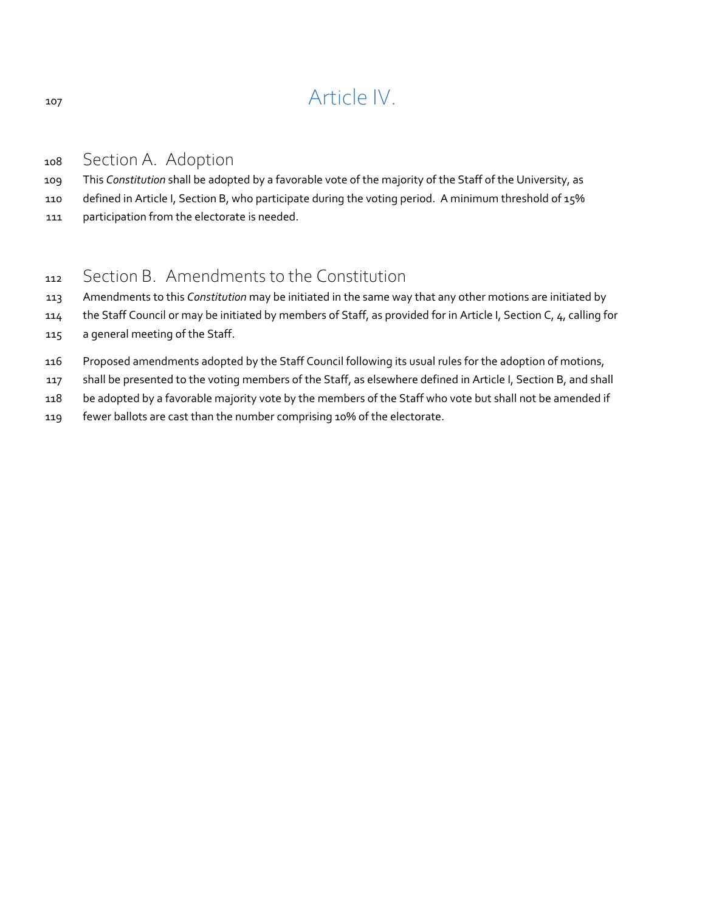# Article IV.

## Section A. Adoption

This *Constitution* shall be adopted by a favorable vote of the majority of the Staff of the University, as defined in Article I, Section B, who participate during the voting period. A minimum threshold of 15% participation from the electorate is needed.

## Section B. Amendments to the Constitution

Amendments to this *Constitution* may be initiated in the same way that any other motions are initiated by the Staff Council or may be initiated by members of Staff, as provided for in Article I, Section C, 4, calling for a general meeting of the Staff.

Proposed amendments adopted by the Staff Council following its usual rules for the adoption of motions, shall be presented to the voting members of the Staff, as elsewhere defined in Article I, Section B, and shall be adopted by a favorable majority vote by the members of the Staff who vote but shall not be amended if fewer ballots are cast than the number comprising 10% of the electorate.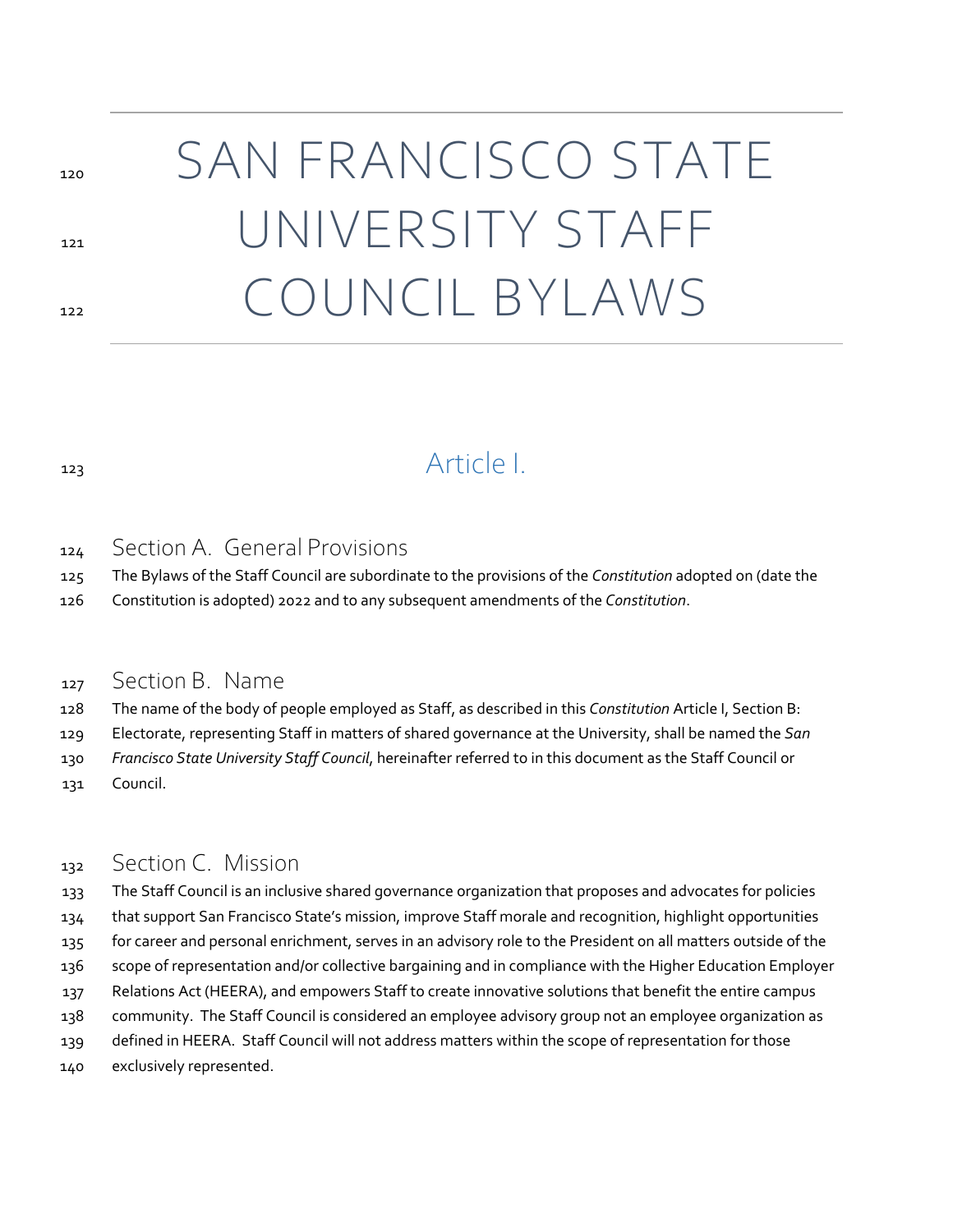# SAN FRANCISCO STATE UNIVERSITY STAFF COUNCIL BYLAWS

## Article I.

### Section A. General Provisions

The Bylaws of the Staff Council are subordinate to the provisions of the *Constitution* adopted on (date the Constitution is adopted) 2022 and to any subsequent amendments of the *Constitution*.

### Section B. Name

The name of the body of people employed as Staff, as described in this *Constitution* Article I, Section B: Electorate, representing Staff in matters of shared governance at the University, shall be named the *San Francisco State University Staff Council*, hereinafter referred to in this document as the Staff Council or Council.

### Section C. Mission

The Staff Council is an inclusive shared governance organization that proposes and advocates for policies that support San Francisco State's mission, improve Staff morale and recognition, highlight opportunities for career and personal enrichment, serves in an advisory role to the President on all matters outside of the scope of representation and/or collective bargaining and in compliance with the Higher Education Employer Relations Act (HEERA), and empowers Staff to create innovative solutions that benefit the entire campus community. The Staff Council is considered an employee advisory group not an employee organization as defined in HEERA. Staff Council will not address matters within the scope of representation for those exclusively represented.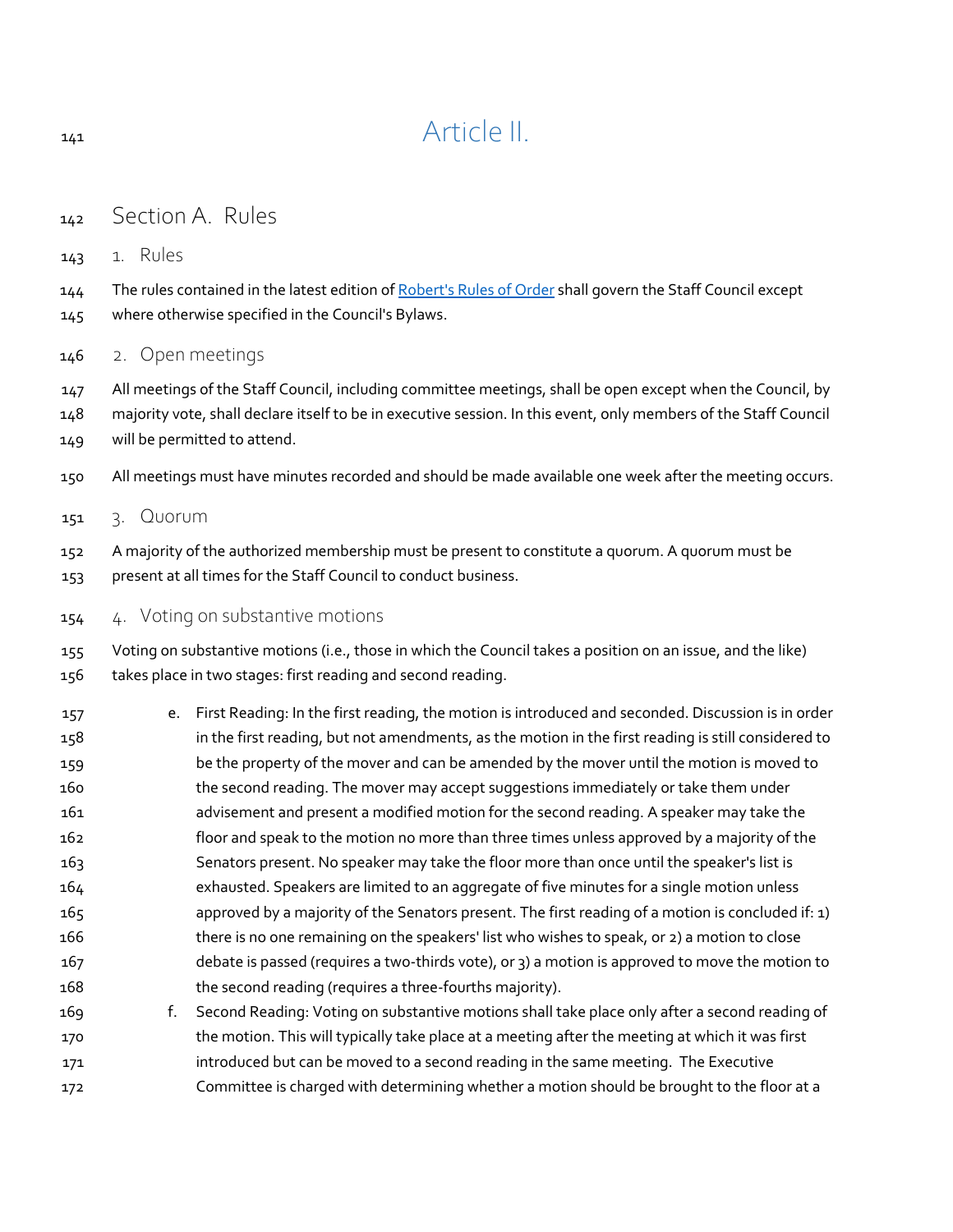# Article II.

## Section A. Rules

### 1. Rules

The rules contained in the latest edition of [Robert's Rules of Order] shall govern the Staff Council except where otherwise specified in the Council's Bylaws.

### 2. Open meetings

All meetings of the Staff Council, including committee meetings, shall be open except when the Council, by majority vote, shall declare itself to be in executive session. In this event, only members of the Staff Council will be permitted to attend.

All meetings must have minutes recorded and should be made available one week after the meeting occurs.

### 3. Quorum

A majority of the authorized membership must be present to constitute a quorum. A quorum must be present at all times for the Staff Council to conduct business.

### 4. Voting on substantive motions

Voting on substantive motions (i.e., those in which the Council takes a position on an issue, and the like) takes place in two stages: first reading and second reading.

e. First Reading: In the first reading, the motion is introduced and seconded. Discussion is in order in the first reading, but not amendments, as the motion in the first reading is still considered to be the property of the mover and can be amended by the mover until the motion is moved to the second reading. The mover may accept suggestions immediately or take them under advisement and present a modified motion for the second reading. A speaker may take the floor and speak to the motion no more than three times unless approved by a majority of the Senators present. No speaker may take the floor more than once until the speaker's list is exhausted. Speakers are limited to an aggregate of five minutes for a single motion unless approved by a majority of the Senators present. The first reading of a motion is concluded if: 1) there is no one remaining on the speakers' list who wishes to speak, or 2) a motion to close debate is passed (requires a two-thirds vote), or 3) a motion is approved to move the motion to the second reading (requires a three-fourths majority).

f. Second Reading: Voting on substantive motions shall take place only after a second reading of the motion. This will typically take place at a meeting after the meeting at which it was first introduced but can be moved to a second reading in the same meeting. The Executive Committee is charged with determining whether a motion should be brought to the floor at a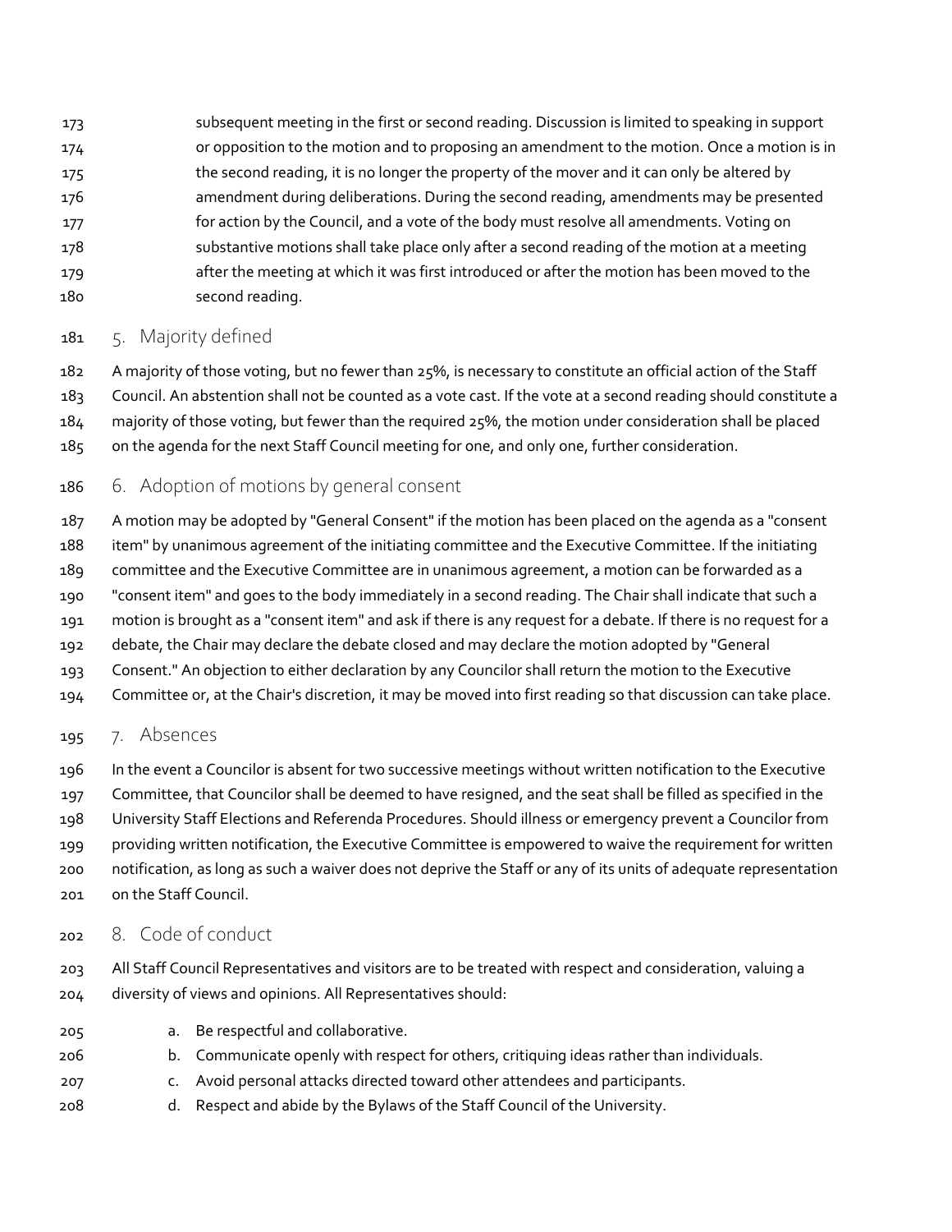subsequent meeting in the first or second reading. Discussion is limited to speaking in support or opposition to the motion and to proposing an amendment to the motion. Once a motion is in the second reading, it is no longer the property of the mover and it can only be altered by amendment during deliberations. During the second reading, amendments may be presented for action by the Council, and a vote of the body must resolve all amendments. Voting on substantive motions shall take place only after a second reading of the motion at a meeting after the meeting at which it was first introduced or after the motion has been moved to the second reading.

## 5. Majority defined

A majority of those voting, but no fewer than 25%, is necessary to constitute an official action of the Staff Council. An abstention shall not be counted as a vote cast. If the vote at a second reading should constitute a majority of those voting, but fewer than the required 25%, the motion under consideration shall be placed on the agenda for the next Staff Council meeting for one, and only one, further consideration.

## 6. Adoption of motions by general consent

A motion may be adopted by "General Consent" if the motion has been placed on the agenda as a "consent item" by unanimous agreement of the initiating committee and the Executive Committee. If the initiating committee and the Executive Committee are in unanimous agreement, a motion can be forwarded as a "consent item" and goes to the body immediately in a second reading. The Chair shall indicate that such a motion is brought as a "consent item" and ask if there is any request for a debate. If there is no request for a debate, the Chair may declare the debate closed and may declare the motion adopted by "General Consent." An objection to either declaration by any Councilor shall return the motion to the Executive Committee or, at the Chair's discretion, it may be moved into first reading so that discussion can take place.

## 7. Absences

In the event a Councilor is absent for two successive meetings without written notification to the Executive Committee, that Councilor shall be deemed to have resigned, and the seat shall be filled as specified in the University Staff Elections and Referenda Procedures. Should illness or emergency prevent a Councilor from providing written notification, the Executive Committee is empowered to waive the requirement for written notification, as long as such a waiver does not deprive the Staff or any of its units of adequate representation on the Staff Council.

## 8. Code of conduct

All Staff Council Representatives and visitors are to be treated with respect and consideration, valuing a diversity of views and opinions. All Representatives should:

a. Be respectful and collaborative.
b. Communicate openly with respect for others, critiquing ideas rather than individuals.
c. Avoid personal attacks directed toward other attendees and participants.
d. Respect and abide by the Bylaws of the Staff Council of the University.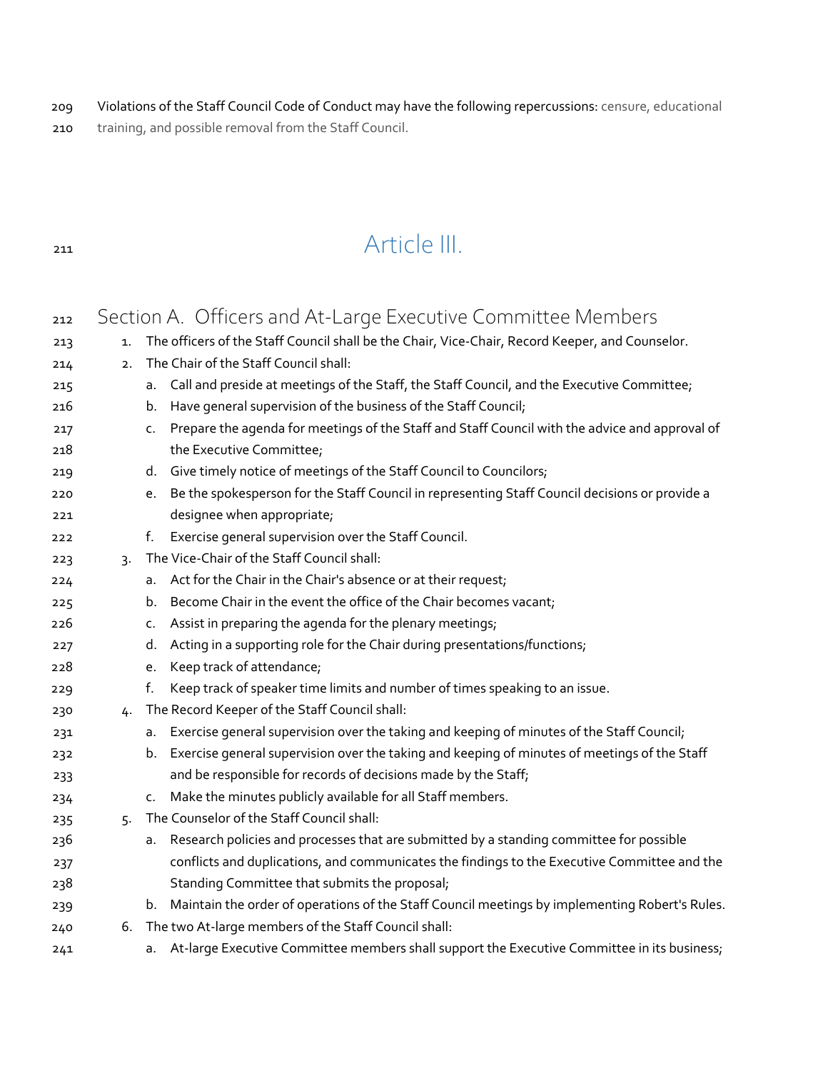Violations of the Staff Council Code of Conduct may have the following repercussions: censure, educational training, and possible removal from the Staff Council.

# Article III.

## Section A. Officers and At-Large Executive Committee Members

1. The officers of the Staff Council shall be the Chair, Vice-Chair, Record Keeper, and Counselor.
2. The Chair of the Staff Council shall:
    a. Call and preside at meetings of the Staff, the Staff Council, and the Executive Committee;
    b. Have general supervision of the business of the Staff Council;
    c. Prepare the agenda for meetings of the Staff and Staff Council with the advice and approval of the Executive Committee;
    d. Give timely notice of meetings of the Staff Council to Councilors;
    e. Be the spokesperson for the Staff Council in representing Staff Council decisions or provide a designee when appropriate;
    f. Exercise general supervision over the Staff Council.
3. The Vice-Chair of the Staff Council shall:
    a. Act for the Chair in the Chair's absence or at their request;
    b. Become Chair in the event the office of the Chair becomes vacant;
    c. Assist in preparing the agenda for the plenary meetings;
    d. Acting in a supporting role for the Chair during presentations/functions;
    e. Keep track of attendance;
    f. Keep track of speaker time limits and number of times speaking to an issue.
4. The Record Keeper of the Staff Council shall:
    a. Exercise general supervision over the taking and keeping of minutes of the Staff Council;
    b. Exercise general supervision over the taking and keeping of minutes of meetings of the Staff and be responsible for records of decisions made by the Staff;
    c. Make the minutes publicly available for all Staff members.
5. The Counselor of the Staff Council shall:
    a. Research policies and processes that are submitted by a standing committee for possible conflicts and duplications, and communicates the findings to the Executive Committee and the Standing Committee that submits the proposal;
    b. Maintain the order of operations of the Staff Council meetings by implementing Robert's Rules.
6. The two At-large members of the Staff Council shall:
    a. At-large Executive Committee members shall support the Executive Committee in its business;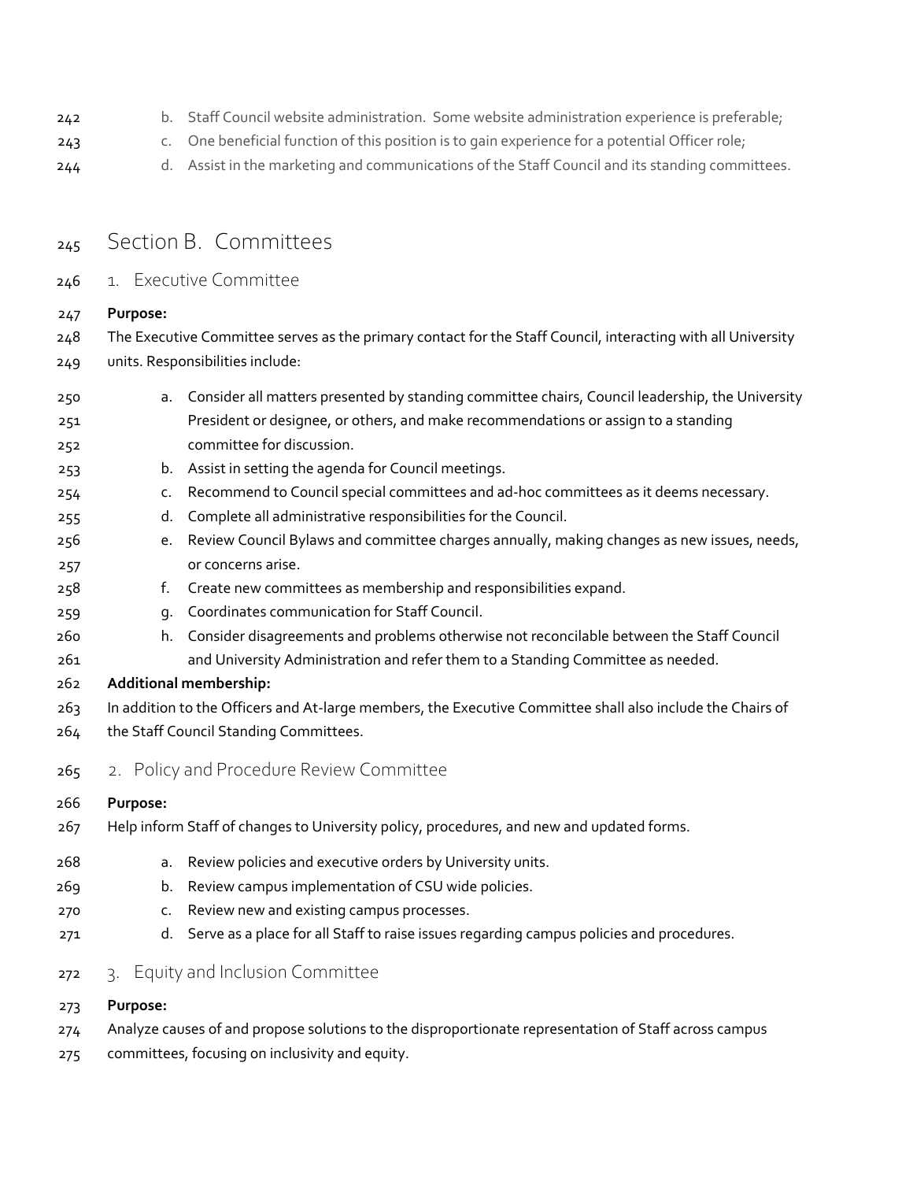b. Staff Council website administration. Some website administration experience is preferable;
c. One beneficial function of this position is to gain experience for a potential Officer role;
d. Assist in the marketing and communications of the Staff Council and its standing committees.

# Section B. Committees

## 1. Executive Committee

**Purpose:**
The Executive Committee serves as the primary contact for the Staff Council, interacting with all University units. Responsibilities include:

a. Consider all matters presented by standing committee chairs, Council leadership, the University President or designee, or others, and make recommendations or assign to a standing committee for discussion.
b. Assist in setting the agenda for Council meetings.
c. Recommend to Council special committees and ad-hoc committees as it deems necessary.
d. Complete all administrative responsibilities for the Council.
e. Review Council Bylaws and committee charges annually, making changes as new issues, needs, or concerns arise.
f. Create new committees as membership and responsibilities expand.
g. Coordinates communication for Staff Council.
h. Consider disagreements and problems otherwise not reconcilable between the Staff Council and University Administration and refer them to a Standing Committee as needed.

**Additional membership:**
In addition to the Officers and At-large members, the Executive Committee shall also include the Chairs of the Staff Council Standing Committees.

## 2. Policy and Procedure Review Committee

**Purpose:**
Help inform Staff of changes to University policy, procedures, and new and updated forms.

a. Review policies and executive orders by University units.
b. Review campus implementation of CSU wide policies.
c. Review new and existing campus processes.
d. Serve as a place for all Staff to raise issues regarding campus policies and procedures.

## 3. Equity and Inclusion Committee

**Purpose:**
Analyze causes of and propose solutions to the disproportionate representation of Staff across campus committees, focusing on inclusivity and equity.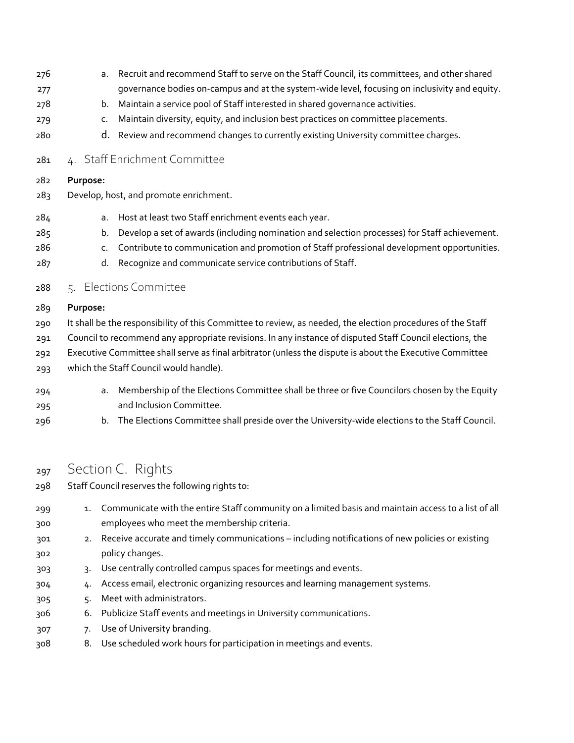a. Recruit and recommend Staff to serve on the Staff Council, its committees, and other shared governance bodies on-campus and at the system-wide level, focusing on inclusivity and equity.
b. Maintain a service pool of Staff interested in shared governance activities.
c. Maintain diversity, equity, and inclusion best practices on committee placements.
d. Review and recommend changes to currently existing University committee charges.

### 4. Staff Enrichment Committee

**Purpose:**

Develop, host, and promote enrichment.

a. Host at least two Staff enrichment events each year.
b. Develop a set of awards (including nomination and selection processes) for Staff achievement.
c. Contribute to communication and promotion of Staff professional development opportunities.
d. Recognize and communicate service contributions of Staff.

### 5. Elections Committee

**Purpose:**

It shall be the responsibility of this Committee to review, as needed, the election procedures of the Staff Council to recommend any appropriate revisions. In any instance of disputed Staff Council elections, the Executive Committee shall serve as final arbitrator (unless the dispute is about the Executive Committee which the Staff Council would handle).

a. Membership of the Elections Committee shall be three or five Councilors chosen by the Equity and Inclusion Committee.
b. The Elections Committee shall preside over the University-wide elections to the Staff Council.

## Section C. Rights

Staff Council reserves the following rights to:

1. Communicate with the entire Staff community on a limited basis and maintain access to a list of all employees who meet the membership criteria.
2. Receive accurate and timely communications – including notifications of new policies or existing policy changes.
3. Use centrally controlled campus spaces for meetings and events.
4. Access email, electronic organizing resources and learning management systems.
5. Meet with administrators.
6. Publicize Staff events and meetings in University communications.
7. Use of University branding.
8. Use scheduled work hours for participation in meetings and events.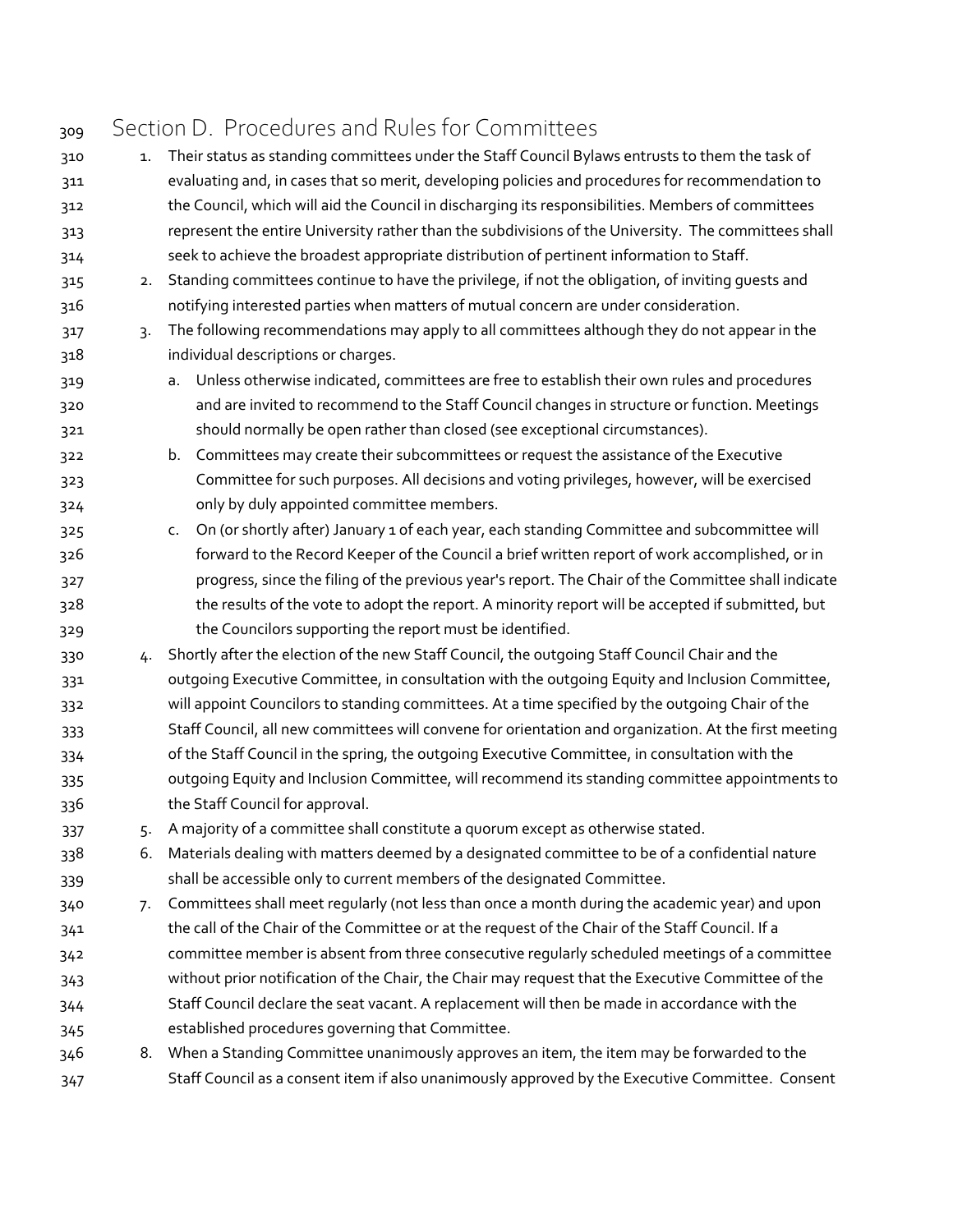## Section D. Procedures and Rules for Committees

1. Their status as standing committees under the Staff Council Bylaws entrusts to them the task of evaluating and, in cases that so merit, developing policies and procedures for recommendation to the Council, which will aid the Council in discharging its responsibilities. Members of committees represent the entire University rather than the subdivisions of the University. The committees shall seek to achieve the broadest appropriate distribution of pertinent information to Staff.
2. Standing committees continue to have the privilege, if not the obligation, of inviting guests and notifying interested parties when matters of mutual concern are under consideration.
3. The following recommendations may apply to all committees although they do not appear in the individual descriptions or charges.
   a. Unless otherwise indicated, committees are free to establish their own rules and procedures and are invited to recommend to the Staff Council changes in structure or function. Meetings should normally be open rather than closed (see exceptional circumstances).
   b. Committees may create their subcommittees or request the assistance of the Executive Committee for such purposes. All decisions and voting privileges, however, will be exercised only by duly appointed committee members.
   c. On (or shortly after) January 1 of each year, each standing Committee and subcommittee will forward to the Record Keeper of the Council a brief written report of work accomplished, or in progress, since the filing of the previous year's report. The Chair of the Committee shall indicate the results of the vote to adopt the report. A minority report will be accepted if submitted, but the Councilors supporting the report must be identified.
4. Shortly after the election of the new Staff Council, the outgoing Staff Council Chair and the outgoing Executive Committee, in consultation with the outgoing Equity and Inclusion Committee, will appoint Councilors to standing committees. At a time specified by the outgoing Chair of the Staff Council, all new committees will convene for orientation and organization. At the first meeting of the Staff Council in the spring, the outgoing Executive Committee, in consultation with the outgoing Equity and Inclusion Committee, will recommend its standing committee appointments to the Staff Council for approval.
5. A majority of a committee shall constitute a quorum except as otherwise stated.
6. Materials dealing with matters deemed by a designated committee to be of a confidential nature shall be accessible only to current members of the designated Committee.
7. Committees shall meet regularly (not less than once a month during the academic year) and upon the call of the Chair of the Committee or at the request of the Chair of the Staff Council. If a committee member is absent from three consecutive regularly scheduled meetings of a committee without prior notification of the Chair, the Chair may request that the Executive Committee of the Staff Council declare the seat vacant. A replacement will then be made in accordance with the established procedures governing that Committee.
8. When a Standing Committee unanimously approves an item, the item may be forwarded to the Staff Council as a consent item if also unanimously approved by the Executive Committee. Consent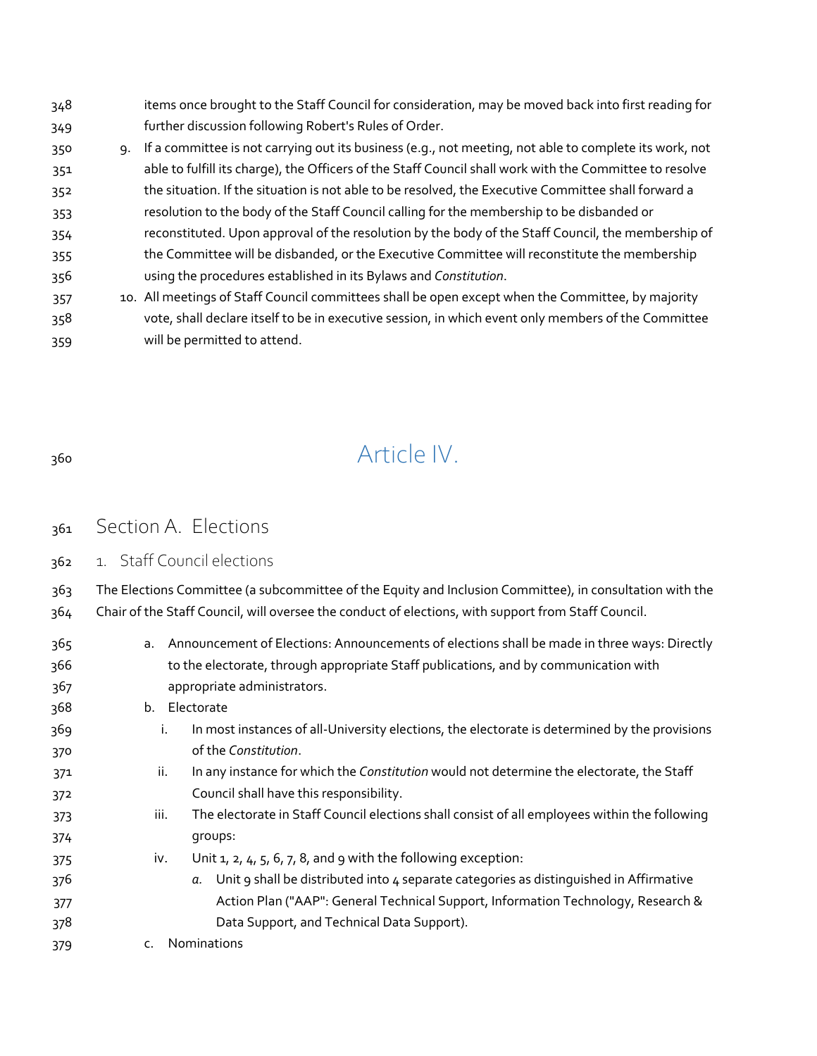items once brought to the Staff Council for consideration, may be moved back into first reading for further discussion following Robert's Rules of Order.

9. If a committee is not carrying out its business (e.g., not meeting, not able to complete its work, not able to fulfill its charge), the Officers of the Staff Council shall work with the Committee to resolve the situation. If the situation is not able to be resolved, the Executive Committee shall forward a resolution to the body of the Staff Council calling for the membership to be disbanded or reconstituted. Upon approval of the resolution by the body of the Staff Council, the membership of the Committee will be disbanded, or the Executive Committee will reconstitute the membership using the procedures established in its Bylaws and *Constitution*.
10. All meetings of Staff Council committees shall be open except when the Committee, by majority vote, shall declare itself to be in executive session, in which event only members of the Committee will be permitted to attend.

# Article IV.

## Section A. Elections

### 1. Staff Council elections

The Elections Committee (a subcommittee of the Equity and Inclusion Committee), in consultation with the Chair of the Staff Council, will oversee the conduct of elections, with support from Staff Council.

a. Announcement of Elections: Announcements of elections shall be made in three ways: Directly to the electorate, through appropriate Staff publications, and by communication with appropriate administrators.

b. Electorate

   i. In most instances of all-University elections, the electorate is determined by the provisions of the *Constitution*.

   ii. In any instance for which the *Constitution* would not determine the electorate, the Staff Council shall have this responsibility.

   iii. The electorate in Staff Council elections shall consist of all employees within the following groups:

   iv. Unit 1, 2, 4, 5, 6, 7, 8, and 9 with the following exception:

      *a.* Unit 9 shall be distributed into 4 separate categories as distinguished in Affirmative Action Plan ("AAP": General Technical Support, Information Technology, Research & Data Support, and Technical Data Support).

c. Nominations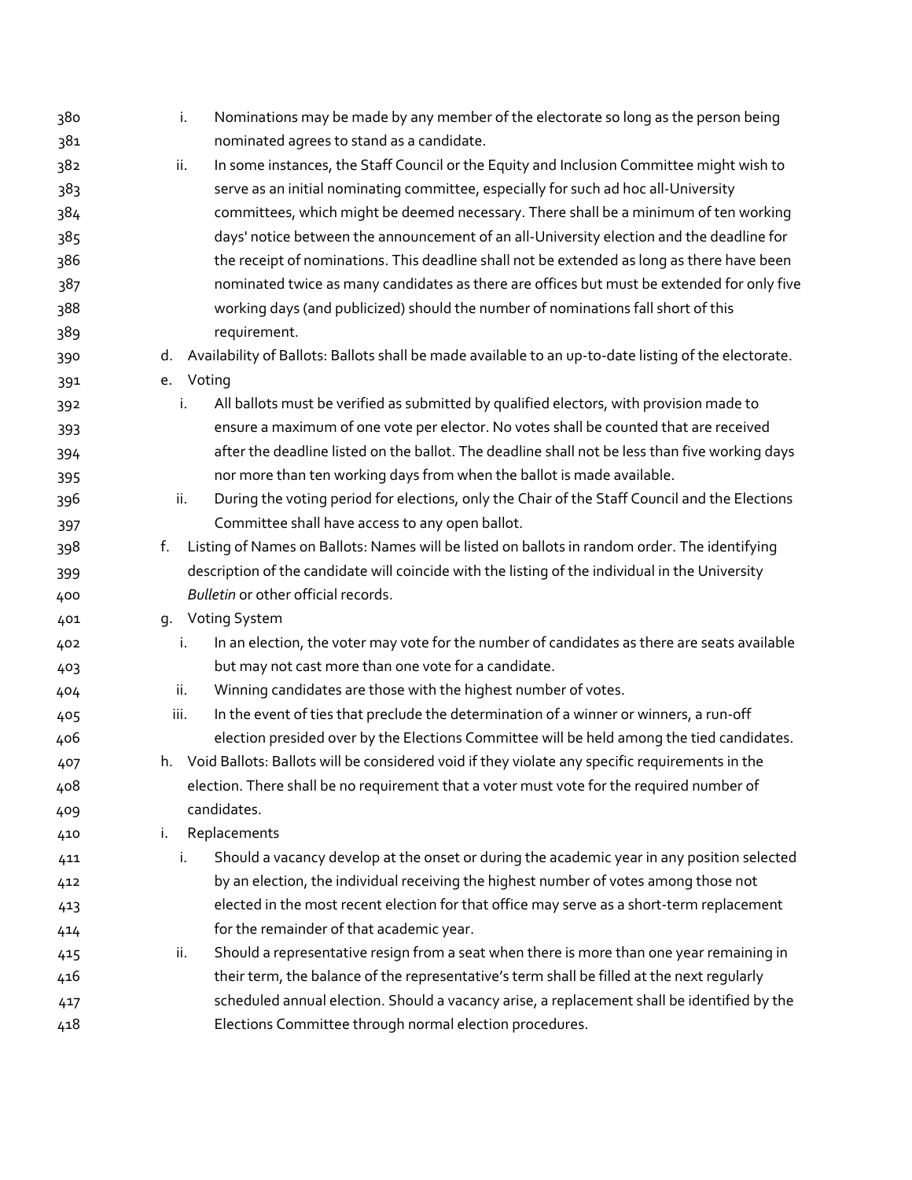i. Nominations may be made by any member of the electorate so long as the person being nominated agrees to stand as a candidate.
   ii. In some instances, the Staff Council or the Equity and Inclusion Committee might wish to serve as an initial nominating committee, especially for such ad hoc all-University committees, which might be deemed necessary. There shall be a minimum of ten working days' notice between the announcement of an all-University election and the deadline for the receipt of nominations. This deadline shall not be extended as long as there have been nominated twice as many candidates as there are offices but must be extended for only five working days (and publicized) should the number of nominations fall short of this requirement.

d. Availability of Ballots: Ballots shall be made available to an up-to-date listing of the electorate.

e. Voting
   i. All ballots must be verified as submitted by qualified electors, with provision made to ensure a maximum of one vote per elector. No votes shall be counted that are received after the deadline listed on the ballot. The deadline shall not be less than five working days nor more than ten working days from when the ballot is made available.
   ii. During the voting period for elections, only the Chair of the Staff Council and the Elections Committee shall have access to any open ballot.

f. Listing of Names on Ballots: Names will be listed on ballots in random order. The identifying description of the candidate will coincide with the listing of the individual in the University *Bulletin* or other official records.

g. Voting System
   i. In an election, the voter may vote for the number of candidates as there are seats available but may not cast more than one vote for a candidate.
   ii. Winning candidates are those with the highest number of votes.
   iii. In the event of ties that preclude the determination of a winner or winners, a run-off election presided over by the Elections Committee will be held among the tied candidates.

h. Void Ballots: Ballots will be considered void if they violate any specific requirements in the election. There shall be no requirement that a voter must vote for the required number of candidates.

i. Replacements
   i. Should a vacancy develop at the onset or during the academic year in any position selected by an election, the individual receiving the highest number of votes among those not elected in the most recent election for that office may serve as a short-term replacement for the remainder of that academic year.
   ii. Should a representative resign from a seat when there is more than one year remaining in their term, the balance of the representative's term shall be filled at the next regularly scheduled annual election. Should a vacancy arise, a replacement shall be identified by the Elections Committee through normal election procedures.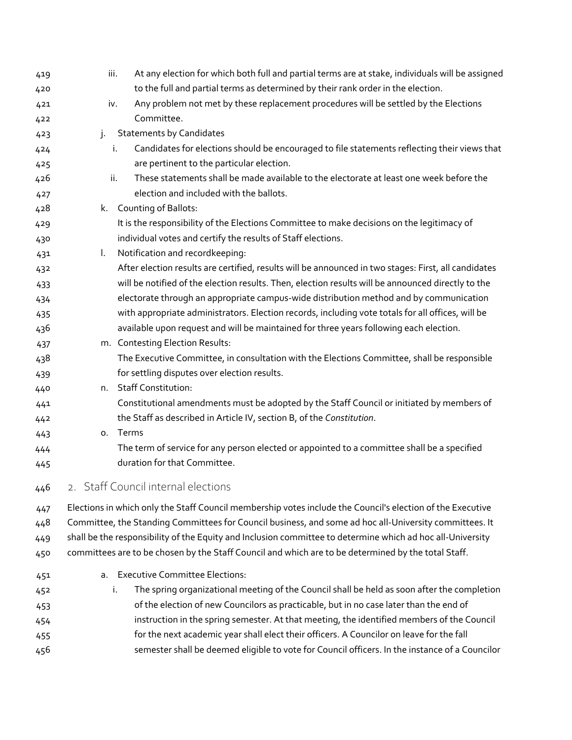iii. At any election for which both full and partial terms are at stake, individuals will be assigned to the full and partial terms as determined by their rank order in the election.
   iv. Any problem not met by these replacement procedures will be settled by the Elections Committee.

j. Statements by Candidates
   i. Candidates for elections should be encouraged to file statements reflecting their views that are pertinent to the particular election.
   ii. These statements shall be made available to the electorate at least one week before the election and included with the ballots.

k. Counting of Ballots:
   It is the responsibility of the Elections Committee to make decisions on the legitimacy of individual votes and certify the results of Staff elections.

l. Notification and recordkeeping:
   After election results are certified, results will be announced in two stages: First, all candidates will be notified of the election results. Then, election results will be announced directly to the electorate through an appropriate campus-wide distribution method and by communication with appropriate administrators. Election records, including vote totals for all offices, will be available upon request and will be maintained for three years following each election.

m. Contesting Election Results:
   The Executive Committee, in consultation with the Elections Committee, shall be responsible for settling disputes over election results.

n. Staff Constitution:
   Constitutional amendments must be adopted by the Staff Council or initiated by members of the Staff as described in Article IV, section B, of the *Constitution*.

o. Terms
   The term of service for any person elected or appointed to a committee shall be a specified duration for that Committee.

## 2. Staff Council internal elections

Elections in which only the Staff Council membership votes include the Council's election of the Executive Committee, the Standing Committees for Council business, and some ad hoc all-University committees. It shall be the responsibility of the Equity and Inclusion committee to determine which ad hoc all-University committees are to be chosen by the Staff Council and which are to be determined by the total Staff.

a. Executive Committee Elections:
   i. The spring organizational meeting of the Council shall be held as soon after the completion of the election of new Councilors as practicable, but in no case later than the end of instruction in the spring semester. At that meeting, the identified members of the Council for the next academic year shall elect their officers. A Councilor on leave for the fall semester shall be deemed eligible to vote for Council officers. In the instance of a Councilor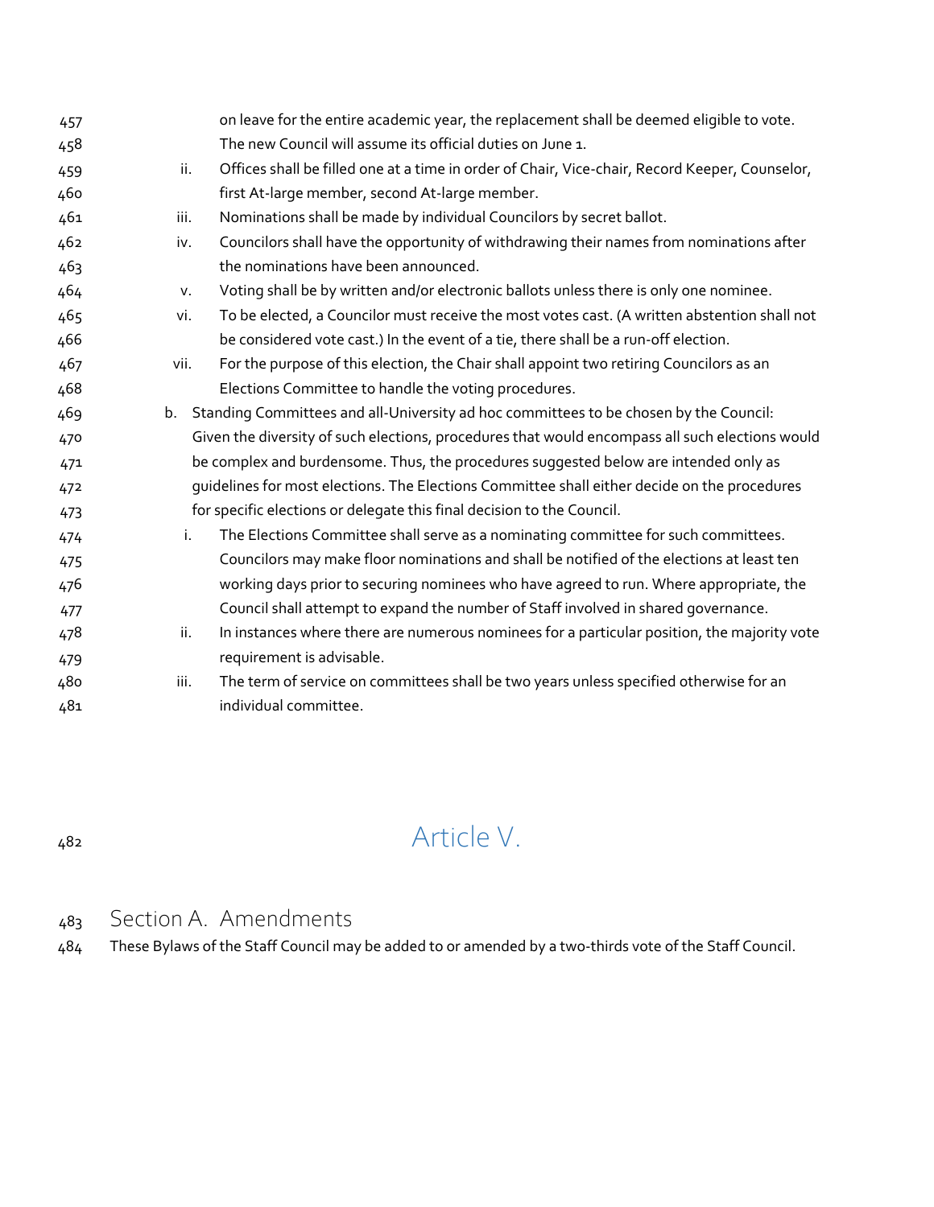on leave for the entire academic year, the replacement shall be deemed eligible to vote. The new Council will assume its official duties on June 1.

ii. Offices shall be filled one at a time in order of Chair, Vice-chair, Record Keeper, Counselor, first At-large member, second At-large member.

iii. Nominations shall be made by individual Councilors by secret ballot.

iv. Councilors shall have the opportunity of withdrawing their names from nominations after the nominations have been announced.

v. Voting shall be by written and/or electronic ballots unless there is only one nominee.

vi. To be elected, a Councilor must receive the most votes cast. (A written abstention shall not be considered vote cast.) In the event of a tie, there shall be a run-off election.

vii. For the purpose of this election, the Chair shall appoint two retiring Councilors as an Elections Committee to handle the voting procedures.

b. Standing Committees and all-University ad hoc committees to be chosen by the Council: Given the diversity of such elections, procedures that would encompass all such elections would be complex and burdensome. Thus, the procedures suggested below are intended only as guidelines for most elections. The Elections Committee shall either decide on the procedures for specific elections or delegate this final decision to the Council.

i. The Elections Committee shall serve as a nominating committee for such committees. Councilors may make floor nominations and shall be notified of the elections at least ten working days prior to securing nominees who have agreed to run. Where appropriate, the Council shall attempt to expand the number of Staff involved in shared governance.

ii. In instances where there are numerous nominees for a particular position, the majority vote requirement is advisable.

iii. The term of service on committees shall be two years unless specified otherwise for an individual committee.

# Article V.

## Section A. Amendments

These Bylaws of the Staff Council may be added to or amended by a two-thirds vote of the Staff Council.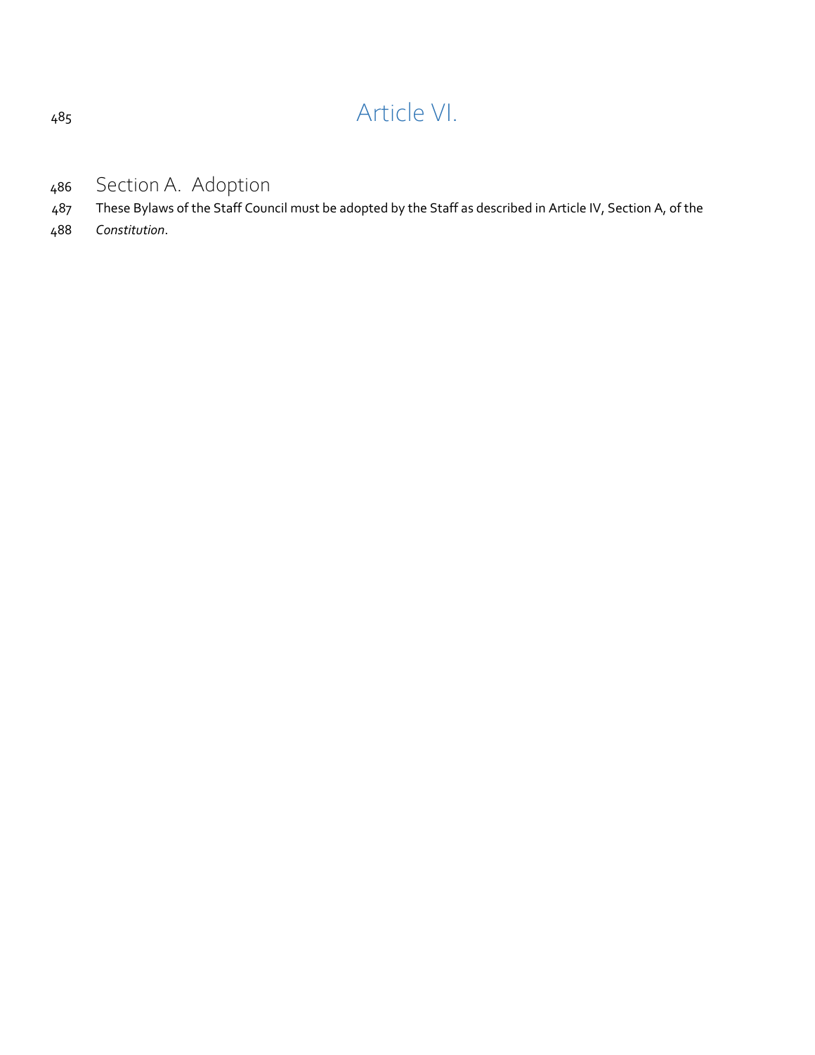# Article VI.

## Section A. Adoption

These Bylaws of the Staff Council must be adopted by the Staff as described in Article IV, Section A, of the *Constitution*.